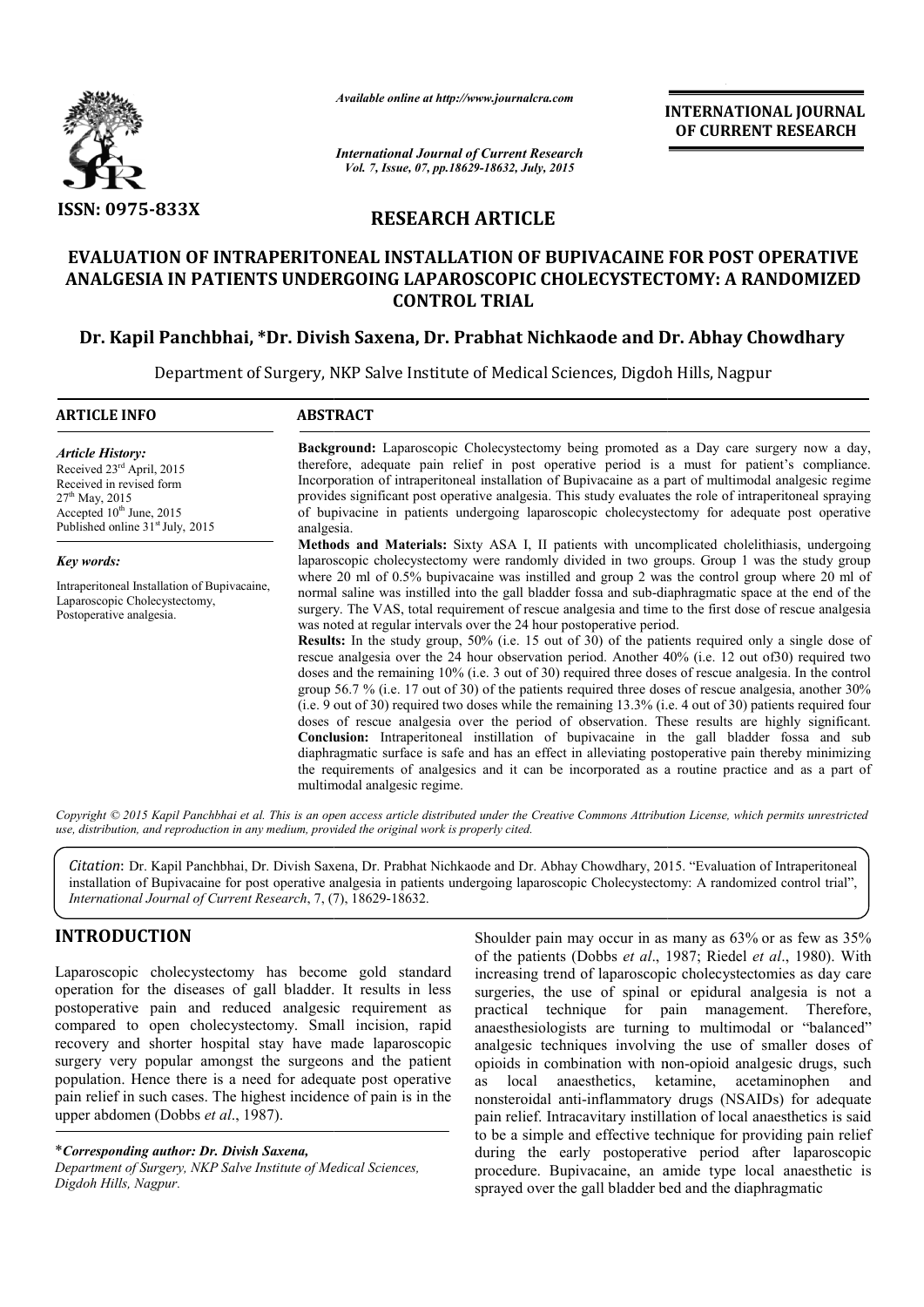ISSN: 0975-833X

*Available online at http://www.journalcra.com*

*International Journal of Current Research*
*Vol. 7, Issue, 07, pp.18629-18632, July, 2015*

**INTERNATIONAL JOURNAL OF CURRENT RESEARCH**

## RESEARCH ARTICLE

# EVALUATION OF INTRAPERITONEAL INSTALLATION OF BUPIVACAINE FOR POST OPERATIVE ANALGESIA IN PATIENTS UNDERGOING LAPAROSCOPIC CHOLECYSTECTOMY: A RANDOMIZED CONTROL TRIAL

**Dr. Kapil Panchbhai, \*Dr. Divish Saxena, Dr. Prabhat Nichkaode and Dr. Abhay Chowdhary**

Department of Surgery, NKP Salve Institute of Medical Sciences, Digdoh Hills, Nagpur

**ARTICLE INFO**

*Article History:*
Received 23rd April, 2015
Received in revised form
27th May, 2015
Accepted 10th June, 2015
Published online 31st July, 2015

*Key words:*
Intraperitoneal Installation of Bupivacaine,
Laparoscopic Cholecystectomy,
Postoperative analgesia.

**ABSTRACT**

**Background:** Laparoscopic Cholecystectomy being promoted as a Day care surgery now a day, therefore, adequate pain relief in post operative period is a must for patient's compliance. Incorporation of intraperitoneal installation of Bupivacaine as a part of multimodal analgesic regime provides significant post operative analgesia. This study evaluates the role of intraperitoneal spraying of bupivacine in patients undergoing laparoscopic cholecystectomy for adequate post operative analgesia.

**Methods and Materials:** Sixty ASA I, II patients with uncomplicated cholelithiasis, undergoing laparoscopic cholecystectomy were randomly divided in two groups. Group 1 was the study group where 20 ml of 0.5% bupivacaine was instilled and group 2 was the control group where 20 ml of normal saline was instilled into the gall bladder fossa and sub-diaphragmatic space at the end of the surgery. The VAS, total requirement of rescue analgesia and time to the first dose of rescue analgesia was noted at regular intervals over the 24 hour postoperative period.

**Results:** In the study group, 50% (i.e. 15 out of 30) of the patients required only a single dose of rescue analgesia over the 24 hour observation period. Another 40% (i.e. 12 out of30) required two doses and the remaining 10% (i.e. 3 out of 30) required three doses of rescue analgesia. In the control group 56.7 % (i.e. 17 out of 30) of the patients required three doses of rescue analgesia, another 30% (i.e. 9 out of 30) required two doses while the remaining 13.3% (i.e. 4 out of 30) patients required four doses of rescue analgesia over the period of observation. These results are highly significant.

**Conclusion:** Intraperitoneal instillation of bupivacaine in the gall bladder fossa and sub diaphragmatic surface is safe and has an effect in alleviating postoperative pain thereby minimizing the requirements of analgesics and it can be incorporated as a routine practice and as a part of multimodal analgesic regime.

*Copyright © 2015 Kapil Panchbhai et al. This is an open access article distributed under the Creative Commons Attribution License, which permits unrestricted use, distribution, and reproduction in any medium, provided the original work is properly cited.*

*Citation*: Dr. Kapil Panchbhai, Dr. Divish Saxena, Dr. Prabhat Nichkaode and Dr. Abhay Chowdhary, 2015. "Evaluation of Intraperitoneal installation of Bupivacaine for post operative analgesia in patients undergoing laparoscopic Cholecystectomy: A randomized control trial", *International Journal of Current Research*, 7, (7), 18629-18632.

## INTRODUCTION

Laparoscopic cholecystectomy has become gold standard operation for the diseases of gall bladder. It results in less postoperative pain and reduced analgesic requirement as compared to open cholecystectomy. Small incision, rapid recovery and shorter hospital stay have made laparoscopic surgery very popular amongst the surgeons and the patient population. Hence there is a need for adequate post operative pain relief in such cases. The highest incidence of pain is in the upper abdomen (Dobbs *et al*., 1987).

Shoulder pain may occur in as many as 63% or as few as 35% of the patients (Dobbs *et al*., 1987; Riedel *et al*., 1980). With increasing trend of laparoscopic cholecystectomies as day care surgeries, the use of spinal or epidural analgesia is not a practical technique for pain management. Therefore, anaesthesiologists are turning to multimodal or "balanced" analgesic techniques involving the use of smaller doses of opioids in combination with non-opioid analgesic drugs, such as local anaesthetics, ketamine, acetaminophen and nonsteroidal anti-inflammatory drugs (NSAIDs) for adequate pain relief. Intracavitary instillation of local anaesthetics is said to be a simple and effective technique for providing pain relief during the early postoperative period after laparoscopic procedure. Bupivacaine, an amide type local anaesthetic is sprayed over the gall bladder bed and the diaphragmatic

\**Corresponding author: Dr. Divish Saxena,*
*Department of Surgery, NKP Salve Institute of Medical Sciences, Digdoh Hills, Nagpur.*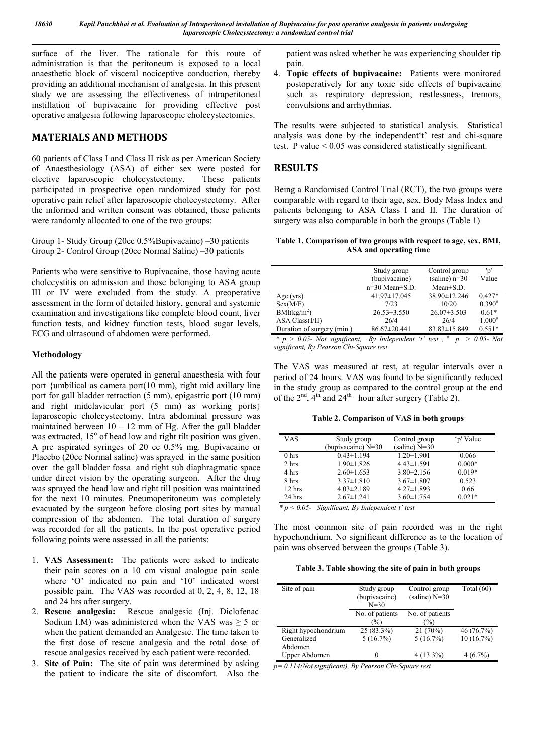surface of the liver. The rationale for this route of administration is that the peritoneum is exposed to a local anaesthetic block of visceral nociceptive conduction, thereby providing an additional mechanism of analgesia. In this present study we are assessing the effectiveness of intraperitoneal instillation of bupivacaine for providing effective post operative analgesia following laparoscopic cholecystectomies.

## MATERIALS AND METHODS

60 patients of Class I and Class II risk as per American Society of Anaesthesiology (ASA) of either sex were posted for elective laparoscopic cholecystectomy. These patients participated in prospective open randomized study for post operative pain relief after laparoscopic cholecystectomy. After the informed and written consent was obtained, these patients were randomly allocated to one of the two groups:

Group 1- Study Group (20cc 0.5%Bupivacaine) –30 patients
Group 2- Control Group (20cc Normal Saline) –30 patients

Patients who were sensitive to Bupivacaine, those having acute cholecystitis on admission and those belonging to ASA group III or IV were excluded from the study. A preoperative assessment in the form of detailed history, general and systemic examination and investigations like complete blood count, liver function tests, and kidney function tests, blood sugar levels, ECG and ultrasound of abdomen were performed.

### Methodology

All the patients were operated in general anaesthesia with four port {umbilical as camera port(10 mm), right mid axillary line port for gall bladder retraction (5 mm), epigastric port (10 mm) and right midclavicular port (5 mm) as working ports} laparoscopic cholecystectomy. Intra abdominal pressure was maintained between 10 – 12 mm of Hg. After the gall bladder was extracted, 15$^o$ of head low and right tilt position was given. A pre aspirated syringes of 20 cc 0.5% mg. Bupivacaine or Placebo (20cc Normal saline) was sprayed in the same position over the gall bladder fossa and right sub diaphragmatic space under direct vision by the operating surgeon. After the drug was sprayed the head low and right till position was maintained for the next 10 minutes. Pneumoperitoneum was completely evacuated by the surgeon before closing port sites by manual compression of the abdomen. The total duration of surgery was recorded for all the patients. In the post operative period following points were assessed in all the patients:

1. **VAS Assessment:** The patients were asked to indicate their pain scores on a 10 cm visual analogue pain scale where 'O' indicated no pain and '10' indicated worst possible pain. The VAS was recorded at 0, 2, 4, 8, 12, 18 and 24 hrs after surgery.
2. **Rescue analgesia:** Rescue analgesic (Inj. Diclofenac Sodium I.M) was administered when the VAS was ≥ 5 or when the patient demanded an Analgesic. The time taken to the first dose of rescue analgesia and the total dose of rescue analgesics received by each patient were recorded.
3. **Site of Pain:** The site of pain was determined by asking the patient to indicate the site of discomfort. Also the patient was asked whether he was experiencing shoulder tip pain.
4. **Topic effects of bupivacaine:** Patients were monitored postoperatively for any toxic side effects of bupivacaine such as respiratory depression, restlessness, tremors, convulsions and arrhythmias.

The results were subjected to statistical analysis. Statistical analysis was done by the independent't' test and chi-square test. P value < 0.05 was considered statistically significant.

## RESULTS

Being a Randomised Control Trial (RCT), the two groups were comparable with regard to their age, sex, Body Mass Index and patients belonging to ASA Class I and II. The duration of surgery was also comparable in both the groups (Table 1)

**Table 1. Comparison of two groups with respect to age, sex, BMI, ASA and operating time**

| | Study group (bupivacaine) n=30 Mean±S.D. | Control group (saline) n=30 Mean±S.D. | 'p' Value |
|---|---|---|---|
| Age (yrs) | 41.97±17.045 | 38.90±12.246 | 0.427* |
| Sex(M/F) | 7/23 | 10/20 | 0.390# |
| BMI(kg/m$^2$) | 26.53±3.550 | 26.07±3.503 | 0.61* |
| ASA Class(I/II) | 26/4 | 26/4 | 1.000# |
| Duration of surgery (min.) | 86.67±20.441 | 83.83±15.849 | 0.551* |

*\* p > 0.05- Not significant, By Independent 't' test , # p > 0.05- Not significant, By Pearson Chi-Square test*

The VAS was measured at rest, at regular intervals over a period of 24 hours. VAS was found to be significantly reduced in the study group as compared to the control group at the end of the 2$^{nd}$, 4$^{th}$ and 24$^{th}$ hour after surgery (Table 2).

**Table 2. Comparison of VAS in both groups**

| VAS | Study group (bupivacaine) N=30 | Control group (saline) N=30 | 'p' Value |
|---|---|---|---|
| 0 hrs | 0.43±1.194 | 1.20±1.901 | 0.066 |
| 2 hrs | 1.90±1.826 | 4.43±1.591 | 0.000* |
| 4 hrs | 2.60±1.653 | 3.80±2.156 | 0.019* |
| 8 hrs | 3.37±1.810 | 3.67±1.807 | 0.523 |
| 12 hrs | 4.03±2.189 | 4.27±1.893 | 0.66 |
| 24 hrs | 2.67±1.241 | 3.60±1.754 | 0.021* |

*\* p < 0.05- Significant, By Independent't' test*

The most common site of pain recorded was in the right hypochondrium. No significant difference as to the location of pain was observed between the groups (Table 3).

**Table 3. Table showing the site of pain in both groups**

| Site of pain | Study group (bupivacaine) N=30 | Control group (saline) N=30 | Total (60) |
|---|---|---|---|
| | No. of patients (%) | No. of patients (%) | |
| Right hypochondrium | 25 (83.3%) | 21 (70%) | 46 (76.7%) |
| Generalized Abdomen | 5 (16.7%) | 5 (16.7%) | 10 (16.7%) |
| Upper Abdomen | 0 | 4 (13.3%) | 4 (6.7%) |

*p= 0.114(Not significant), By Pearson Chi-Square test*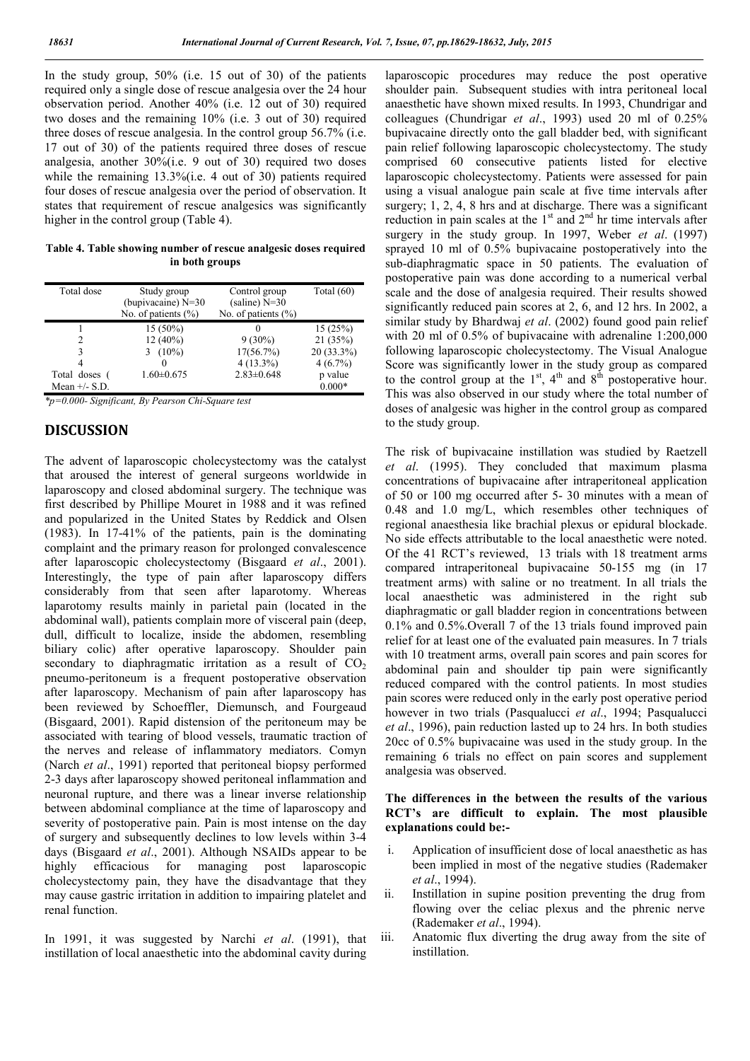In the study group, 50% (i.e. 15 out of 30) of the patients required only a single dose of rescue analgesia over the 24 hour observation period. Another 40% (i.e. 12 out of 30) required two doses and the remaining 10% (i.e. 3 out of 30) required three doses of rescue analgesia. In the control group 56.7% (i.e. 17 out of 30) of the patients required three doses of rescue analgesia, another 30%(i.e. 9 out of 30) required two doses while the remaining 13.3%(i.e. 4 out of 30) patients required four doses of rescue analgesia over the period of observation. It states that requirement of rescue analgesics was significantly higher in the control group (Table 4).

**Table 4. Table showing number of rescue analgesic doses required in both groups**

| Total dose | Study group (bupivacaine) N=30 No. of patients (%) | Control group (saline) N=30 No. of patients (%) | Total (60) |
|---|---|---|---|
| 1 | 15 (50%) | 0 | 15 (25%) |
| 2 | 12 (40%) | 9 (30%) | 21 (35%) |
| 3 | 3 (10%) | 17(56.7%) | 20 (33.3%) |
| 4 | 0 | 4 (13.3%) | 4 (6.7%) |
| Total doses ( Mean +/- S.D. | 1.60±0.675 | 2.83±0.648 | p value 0.000* |

*p=0.000- Significant, By Pearson Chi-Square test

## DISCUSSION

The advent of laparoscopic cholecystectomy was the catalyst that aroused the interest of general surgeons worldwide in laparoscopy and closed abdominal surgery. The technique was first described by Phillipe Mouret in 1988 and it was refined and popularized in the United States by Reddick and Olsen (1983). In 17-41% of the patients, pain is the dominating complaint and the primary reason for prolonged convalescence after laparoscopic cholecystectomy (Bisgaard *et al*., 2001). Interestingly, the type of pain after laparoscopy differs considerably from that seen after laparotomy. Whereas laparotomy results mainly in parietal pain (located in the abdominal wall), patients complain more of visceral pain (deep, dull, difficult to localize, inside the abdomen, resembling biliary colic) after operative laparoscopy. Shoulder pain secondary to diaphragmatic irritation as a result of $CO_2$ pneumo-peritoneum is a frequent postoperative observation after laparoscopy. Mechanism of pain after laparoscopy has been reviewed by Schoeffler, Diemunsch, and Fourgeaud (Bisgaard, 2001). Rapid distension of the peritoneum may be associated with tearing of blood vessels, traumatic traction of the nerves and release of inflammatory mediators. Comyn (Narch *et al*., 1991) reported that peritoneal biopsy performed 2-3 days after laparoscopy showed peritoneal inflammation and neuronal rupture, and there was a linear inverse relationship between abdominal compliance at the time of laparoscopy and severity of postoperative pain. Pain is most intense on the day of surgery and subsequently declines to low levels within 3-4 days (Bisgaard *et al*., 2001). Although NSAIDs appear to be highly efficacious for managing post laparoscopic cholecystectomy pain, they have the disadvantage that they may cause gastric irritation in addition to impairing platelet and renal function.

In 1991, it was suggested by Narchi *et al*. (1991), that instillation of local anaesthetic into the abdominal cavity during laparoscopic procedures may reduce the post operative shoulder pain. Subsequent studies with intra peritoneal local anaesthetic have shown mixed results. In 1993, Chundrigar and colleagues (Chundrigar *et al*., 1993) used 20 ml of 0.25% bupivacaine directly onto the gall bladder bed, with significant pain relief following laparoscopic cholecystectomy. The study comprised 60 consecutive patients listed for elective laparoscopic cholecystectomy. Patients were assessed for pain using a visual analogue pain scale at five time intervals after surgery; 1, 2, 4, 8 hrs and at discharge. There was a significant reduction in pain scales at the 1st and 2nd hr time intervals after surgery in the study group. In 1997, Weber *et al*. (1997) sprayed 10 ml of 0.5% bupivacaine postoperatively into the sub-diaphragmatic space in 50 patients. The evaluation of postoperative pain was done according to a numerical verbal scale and the dose of analgesia required. Their results showed significantly reduced pain scores at 2, 6, and 12 hrs. In 2002, a similar study by Bhardwaj *et al*. (2002) found good pain relief with 20 ml of 0.5% of bupivacaine with adrenaline 1:200,000 following laparoscopic cholecystectomy. The Visual Analogue Score was significantly lower in the study group as compared to the control group at the 1st, 4th and 8th postoperative hour. This was also observed in our study where the total number of doses of analgesic was higher in the control group as compared to the study group.

The risk of bupivacaine instillation was studied by Raetzell *et al*. (1995). They concluded that maximum plasma concentrations of bupivacaine after intraperitoneal application of 50 or 100 mg occurred after 5- 30 minutes with a mean of 0.48 and 1.0 mg/L, which resembles other techniques of regional anaesthesia like brachial plexus or epidural blockade. No side effects attributable to the local anaesthetic were noted. Of the 41 RCT's reviewed, 13 trials with 18 treatment arms compared intraperitoneal bupivacaine 50-155 mg (in 17 treatment arms) with saline or no treatment. In all trials the local anaesthetic was administered in the right sub diaphragmatic or gall bladder region in concentrations between 0.1% and 0.5%.Overall 7 of the 13 trials found improved pain relief for at least one of the evaluated pain measures. In 7 trials with 10 treatment arms, overall pain scores and pain scores for abdominal pain and shoulder tip pain were significantly reduced compared with the control patients. In most studies pain scores were reduced only in the early post operative period however in two trials (Pasqualucci *et al*., 1994; Pasqualucci *et al*., 1996), pain reduction lasted up to 24 hrs. In both studies 20cc of 0.5% bupivacaine was used in the study group. In the remaining 6 trials no effect on pain scores and supplement analgesia was observed.

**The differences in the between the results of the various RCT's are difficult to explain. The most plausible explanations could be:-**

i. Application of insufficient dose of local anaesthetic as has been implied in most of the negative studies (Rademaker *et al*., 1994).
ii. Instillation in supine position preventing the drug from flowing over the celiac plexus and the phrenic nerve (Rademaker *et al*., 1994).
iii. Anatomic flux diverting the drug away from the site of instillation.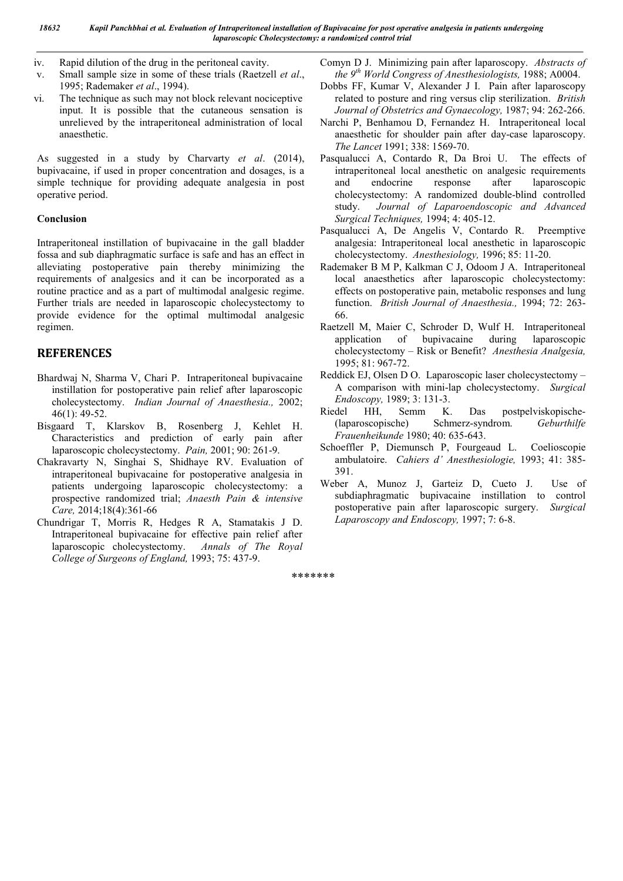iv. Rapid dilution of the drug in the peritoneal cavity.
v. Small sample size in some of these trials (Raetzell *et al*., 1995; Rademaker *et al*., 1994).
vi. The technique as such may not block relevant nociceptive input. It is possible that the cutaneous sensation is unrelieved by the intraperitoneal administration of local anaesthetic.

As suggested in a study by Charvarty *et al*. (2014), bupivacaine, if used in proper concentration and dosages, is a simple technique for providing adequate analgesia in post operative period.

### Conclusion

Intraperitoneal instillation of bupivacaine in the gall bladder fossa and sub diaphragmatic surface is safe and has an effect in alleviating postoperative pain thereby minimizing the requirements of analgesics and it can be incorporated as a routine practice and as a part of multimodal analgesic regime. Further trials are needed in laparoscopic cholecystectomy to provide evidence for the optimal multimodal analgesic regimen.

## REFERENCES

Bhardwaj N, Sharma V, Chari P. Intraperitoneal bupivacaine instillation for postoperative pain relief after laparoscopic cholecystectomy. *Indian Journal of Anaesthesia.,* 2002; 46(1): 49-52.

Bisgaard T, Klarskov B, Rosenberg J, Kehlet H. Characteristics and prediction of early pain after laparoscopic cholecystectomy. *Pain,* 2001; 90: 261-9.

Chakravarty N, Singhai S, Shidhaye RV. Evaluation of intraperitoneal bupivacaine for postoperative analgesia in patients undergoing laparoscopic cholecystectomy: a prospective randomized trial; *Anaesth Pain & intensive Care,* 2014;18(4):361-66

Chundrigar T, Morris R, Hedges R A, Stamatakis J D. Intraperitoneal bupivacaine for effective pain relief after laparoscopic cholecystectomy. *Annals of The Royal College of Surgeons of England,* 1993; 75: 437-9.

Comyn D J. Minimizing pain after laparoscopy. *Abstracts of the 9th World Congress of Anesthesiologists,* 1988; A0004.

Dobbs FF, Kumar V, Alexander J I. Pain after laparoscopy related to posture and ring versus clip sterilization. *British Journal of Obstetrics and Gynaecology,* 1987; 94: 262-266.

Narchi P, Benhamou D, Fernandez H. Intraperitoneal local anaesthetic for shoulder pain after day-case laparoscopy. *The Lancet* 1991; 338: 1569-70.

Pasqualucci A, Contardo R, Da Broi U. The effects of intraperitoneal local anesthetic on analgesic requirements and endocrine response after laparoscopic cholecystectomy: A randomized double-blind controlled study. *Journal of Laparoendoscopic and Advanced Surgical Techniques,* 1994; 4: 405-12.

Pasqualucci A, De Angelis V, Contardo R. Preemptive analgesia: Intraperitoneal local anesthetic in laparoscopic cholecystectomy. *Anesthesiology,* 1996; 85: 11-20.

Rademaker B M P, Kalkman C J, Odoom J A. Intraperitoneal local anaesthetics after laparoscopic cholecystectomy: effects on postoperative pain, metabolic responses and lung function. *British Journal of Anaesthesia.,* 1994; 72: 263-66.

Raetzell M, Maier C, Schroder D, Wulf H. Intraperitoneal application of bupivacaine during laparoscopic cholecystectomy – Risk or Benefit? *Anesthesia Analgesia,* 1995; 81: 967-72.

Reddick EJ, Olsen D O. Laparoscopic laser cholecystectomy – A comparison with mini-lap cholecystectomy. *Surgical Endoscopy,* 1989; 3: 131-3.

Riedel HH, Semm K. Das postpelviskopische-(laparoscopische) Schmerz-syndrom. *Geburthilfe Frauenheikunde* 1980; 40: 635-643.

Schoeffler P, Diemunsch P, Fourgeaud L. Coelioscopie ambulatoire. *Cahiers d' Anesthesiologie,* 1993; 41: 385-391.

Weber A, Munoz J, Garteiz D, Cueto J. Use of subdiaphragmatic bupivacaine instillation to control postoperative pain after laparoscopic surgery. *Surgical Laparoscopy and Endoscopy,* 1997; 7: 6-8.

\*\*\*\*\*\*\*